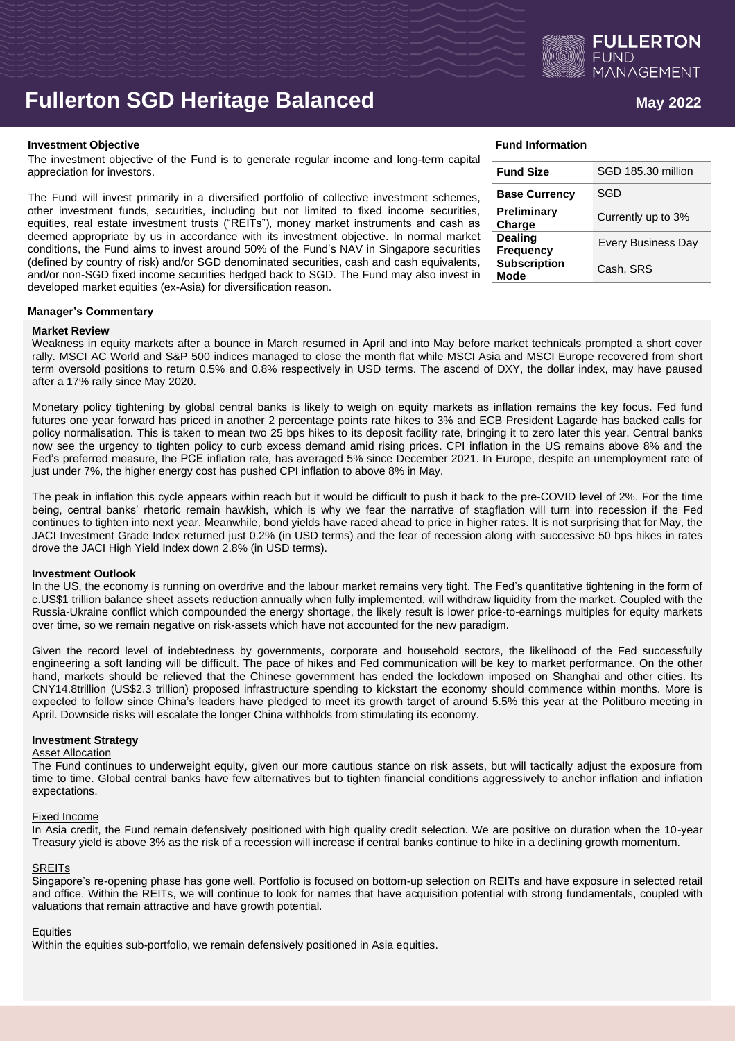# Fullerton SGD Heritage Balanced

**May 2022**

### Investment Objective

The investment objective of the Fund is to generate regular income and long-term capital appreciation for investors.

The Fund will invest primarily in a diversified portfolio of collective investment schemes, other investment funds, securities, including but not limited to fixed income securities, equities, real estate investment trusts ("REITs"), money market instruments and cash as deemed appropriate by us in accordance with its investment objective. In normal market conditions, the Fund aims to invest around 50% of the Fund's NAV in Singapore securities (defined by country of risk) and/or SGD denominated securities, cash and cash equivalents, and/or non-SGD fixed income securities hedged back to SGD. The Fund may also invest in developed market equities (ex-Asia) for diversification reason.

### Fund Information

| | |
|---|---|
| **Fund Size** | SGD 185.30 million |
| **Base Currency** | SGD |
| **Preliminary Charge** | Currently up to 3% |
| **Dealing Frequency** | Every Business Day |
| **Subscription Mode** | Cash, SRS |

### Manager's Commentary

#### Market Review

Weakness in equity markets after a bounce in March resumed in April and into May before market technicals prompted a short cover rally. MSCI AC World and S&P 500 indices managed to close the month flat while MSCI Asia and MSCI Europe recovered from short term oversold positions to return 0.5% and 0.8% respectively in USD terms. The ascend of DXY, the dollar index, may have paused after a 17% rally since May 2020.

Monetary policy tightening by global central banks is likely to weigh on equity markets as inflation remains the key focus. Fed fund futures one year forward has priced in another 2 percentage points rate hikes to 3% and ECB President Lagarde has backed calls for policy normalisation. This is taken to mean two 25 bps hikes to its deposit facility rate, bringing it to zero later this year. Central banks now see the urgency to tighten policy to curb excess demand amid rising prices. CPI inflation in the US remains above 8% and the Fed's preferred measure, the PCE inflation rate, has averaged 5% since December 2021. In Europe, despite an unemployment rate of just under 7%, the higher energy cost has pushed CPI inflation to above 8% in May.

The peak in inflation this cycle appears within reach but it would be difficult to push it back to the pre-COVID level of 2%. For the time being, central banks' rhetoric remain hawkish, which is why we fear the narrative of stagflation will turn into recession if the Fed continues to tighten into next year. Meanwhile, bond yields have raced ahead to price in higher rates. It is not surprising that for May, the JACI Investment Grade Index returned just 0.2% (in USD terms) and the fear of recession along with successive 50 bps hikes in rates drove the JACI High Yield Index down 2.8% (in USD terms).

#### Investment Outlook

In the US, the economy is running on overdrive and the labour market remains very tight. The Fed's quantitative tightening in the form of c.US$1 trillion balance sheet assets reduction annually when fully implemented, will withdraw liquidity from the market. Coupled with the Russia-Ukraine conflict which compounded the energy shortage, the likely result is lower price-to-earnings multiples for equity markets over time, so we remain negative on risk-assets which have not accounted for the new paradigm.

Given the record level of indebtedness by governments, corporate and household sectors, the likelihood of the Fed successfully engineering a soft landing will be difficult. The pace of hikes and Fed communication will be key to market performance. On the other hand, markets should be relieved that the Chinese government has ended the lockdown imposed on Shanghai and other cities. Its CNY14.8trillion (US$2.3 trillion) proposed infrastructure spending to kickstart the economy should commence within months. More is expected to follow since China's leaders have pledged to meet its growth target of around 5.5% this year at the Politburo meeting in April. Downside risks will escalate the longer China withholds from stimulating its economy.

#### Investment Strategy

Asset Allocation

The Fund continues to underweight equity, given our more cautious stance on risk assets, but will tactically adjust the exposure from time to time. Global central banks have few alternatives but to tighten financial conditions aggressively to anchor inflation and inflation expectations.

Fixed Income

In Asia credit, the Fund remain defensively positioned with high quality credit selection. We are positive on duration when the 10-year Treasury yield is above 3% as the risk of a recession will increase if central banks continue to hike in a declining growth momentum.

SREITs

Singapore's re-opening phase has gone well. Portfolio is focused on bottom-up selection on REITs and have exposure in selected retail and office. Within the REITs, we will continue to look for names that have acquisition potential with strong fundamentals, coupled with valuations that remain attractive and have growth potential.

Equities

Within the equities sub-portfolio, we remain defensively positioned in Asia equities.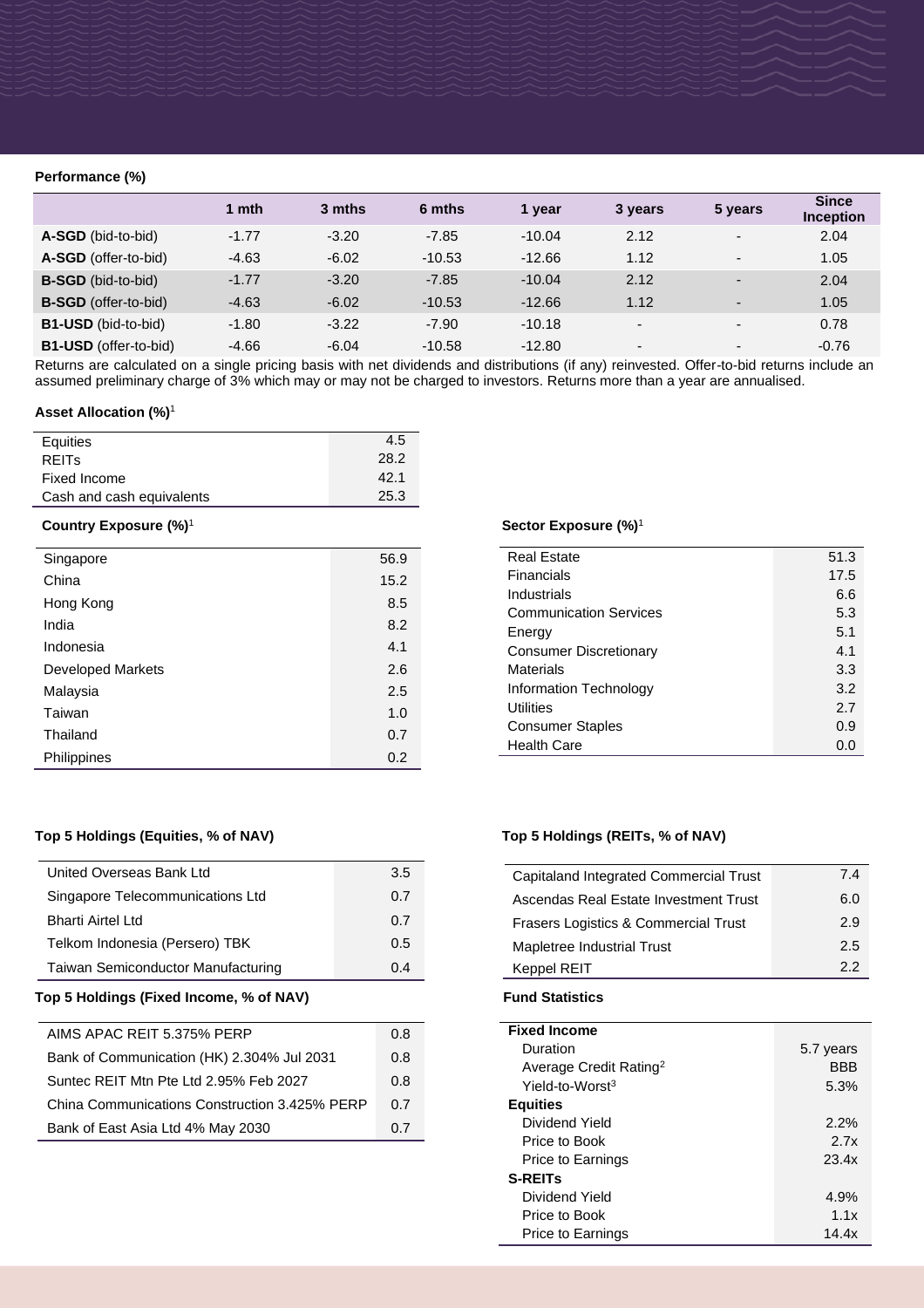**Performance (%)**

| | 1 mth | 3 mths | 6 mths | 1 year | 3 years | 5 years | Since Inception |
|---|---|---|---|---|---|---|---|
| **A-SGD** (bid-to-bid) | -1.77 | -3.20 | -7.85 | -10.04 | 2.12 | - | 2.04 |
| **A-SGD** (offer-to-bid) | -4.63 | -6.02 | -10.53 | -12.66 | 1.12 | - | 1.05 |
| **B-SGD** (bid-to-bid) | -1.77 | -3.20 | -7.85 | -10.04 | 2.12 | - | 2.04 |
| **B-SGD** (offer-to-bid) | -4.63 | -6.02 | -10.53 | -12.66 | 1.12 | - | 1.05 |
| **B1-USD** (bid-to-bid) | -1.80 | -3.22 | -7.90 | -10.18 | - | - | 0.78 |
| **B1-USD** (offer-to-bid) | -4.66 | -6.04 | -10.58 | -12.80 | - | - | -0.76 |

Returns are calculated on a single pricing basis with net dividends and distributions (if any) reinvested. Offer-to-bid returns include an assumed preliminary charge of 3% which may or may not be charged to investors. Returns more than a year are annualised.

**Asset Allocation (%)**[1]

| | |
|---|---|
| Equities | 4.5 |
| REITs | 28.2 |
| Fixed Income | 42.1 |
| Cash and cash equivalents | 25.3 |

**Country Exposure (%)**[1]

| | |
|---|---|
| Singapore | 56.9 |
| China | 15.2 |
| Hong Kong | 8.5 |
| India | 8.2 |
| Indonesia | 4.1 |
| Developed Markets | 2.6 |
| Malaysia | 2.5 |
| Taiwan | 1.0 |
| Thailand | 0.7 |
| Philippines | 0.2 |

**Sector Exposure (%)**[1]

| | |
|---|---|
| Real Estate | 51.3 |
| Financials | 17.5 |
| Industrials | 6.6 |
| Communication Services | 5.3 |
| Energy | 5.1 |
| Consumer Discretionary | 4.1 |
| Materials | 3.3 |
| Information Technology | 3.2 |
| Utilities | 2.7 |
| Consumer Staples | 0.9 |
| Health Care | 0.0 |

**Top 5 Holdings (Equities, % of NAV)**

| | |
|---|---|
| United Overseas Bank Ltd | 3.5 |
| Singapore Telecommunications Ltd | 0.7 |
| Bharti Airtel Ltd | 0.7 |
| Telkom Indonesia (Persero) TBK | 0.5 |
| Taiwan Semiconductor Manufacturing | 0.4 |

**Top 5 Holdings (REITs, % of NAV)**

| | |
|---|---|
| Capitaland Integrated Commercial Trust | 7.4 |
| Ascendas Real Estate Investment Trust | 6.0 |
| Frasers Logistics & Commercial Trust | 2.9 |
| Mapletree Industrial Trust | 2.5 |
| Keppel REIT | 2.2 |

**Top 5 Holdings (Fixed Income, % of NAV)**

| | |
|---|---|
| AIMS APAC REIT 5.375% PERP | 0.8 |
| Bank of Communication (HK) 2.304% Jul 2031 | 0.8 |
| Suntec REIT Mtn Pte Ltd 2.95% Feb 2027 | 0.8 |
| China Communications Construction 3.425% PERP | 0.7 |
| Bank of East Asia Ltd 4% May 2030 | 0.7 |

**Fund Statistics**

| | |
|---|---|
| **Fixed Income** | |
| Duration | 5.7 years |
| Average Credit Rating[2] | BBB |
| Yield-to-Worst[3] | 5.3% |
| **Equities** | |
| Dividend Yield | 2.2% |
| Price to Book | 2.7x |
| Price to Earnings | 23.4x |
| **S-REITs** | |
| Dividend Yield | 4.9% |
| Price to Book | 1.1x |
| Price to Earnings | 14.4x |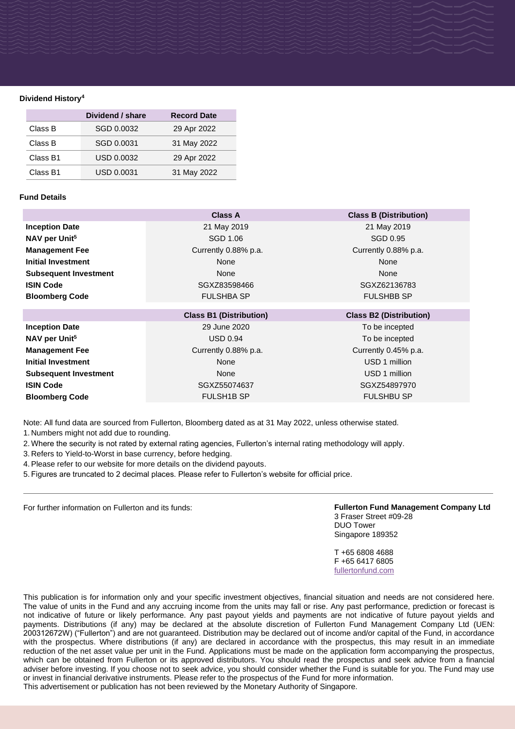### Dividend History[4]

| | Dividend / share | Record Date |
|---|---|---|
| Class B | SGD 0.0032 | 29 Apr 2022 |
| Class B | SGD 0.0031 | 31 May 2022 |
| Class B1 | USD 0.0032 | 29 Apr 2022 |
| Class B1 | USD 0.0031 | 31 May 2022 |

### Fund Details

| | Class A | Class B (Distribution) |
|---|---|---|
| **Inception Date** | 21 May 2019 | 21 May 2019 |
| **NAV per Unit[5]** | SGD 1.06 | SGD 0.95 |
| **Management Fee** | Currently 0.88% p.a. | Currently 0.88% p.a. |
| **Initial Investment** | None | None |
| **Subsequent Investment** | None | None |
| **ISIN Code** | SGXZ83598466 | SGXZ62136783 |
| **Bloomberg Code** | FULSHBA SP | FULSHBB SP |

| | Class B1 (Distribution) | Class B2 (Distribution) |
|---|---|---|
| **Inception Date** | 29 June 2020 | To be incepted |
| **NAV per Unit[5]** | USD 0.94 | To be incepted |
| **Management Fee** | Currently 0.88% p.a. | Currently 0.45% p.a. |
| **Initial Investment** | None | USD 1 million |
| **Subsequent Investment** | None | USD 1 million |
| **ISIN Code** | SGXZ55074637 | SGXZ54897970 |
| **Bloomberg Code** | FULSH1B SP | FULSHBU SP |

Note: All fund data are sourced from Fullerton, Bloomberg dated as at 31 May 2022, unless otherwise stated.

1. Numbers might not add due to rounding.
2. Where the security is not rated by external rating agencies, Fullerton's internal rating methodology will apply.
3. Refers to Yield-to-Worst in base currency, before hedging.
4. Please refer to our website for more details on the dividend payouts.
5. Figures are truncated to 2 decimal places. Please refer to Fullerton's website for official price.

For further information on Fullerton and its funds:

**Fullerton Fund Management Company Ltd**
3 Fraser Street #09-28
DUO Tower
Singapore 189352

T +65 6808 4688
F +65 6417 6805
fullertonfund.com

This publication is for information only and your specific investment objectives, financial situation and needs are not considered here. The value of units in the Fund and any accruing income from the units may fall or rise. Any past performance, prediction or forecast is not indicative of future or likely performance. Any past payout yields and payments are not indicative of future payout yields and payments. Distributions (if any) may be declared at the absolute discretion of Fullerton Fund Management Company Ltd (UEN: 200312672W) ("Fullerton") and are not guaranteed. Distribution may be declared out of income and/or capital of the Fund, in accordance with the prospectus. Where distributions (if any) are declared in accordance with the prospectus, this may result in an immediate reduction of the net asset value per unit in the Fund. Applications must be made on the application form accompanying the prospectus, which can be obtained from Fullerton or its approved distributors. You should read the prospectus and seek advice from a financial adviser before investing. If you choose not to seek advice, you should consider whether the Fund is suitable for you. The Fund may use or invest in financial derivative instruments. Please refer to the prospectus of the Fund for more information.
This advertisement or publication has not been reviewed by the Monetary Authority of Singapore.